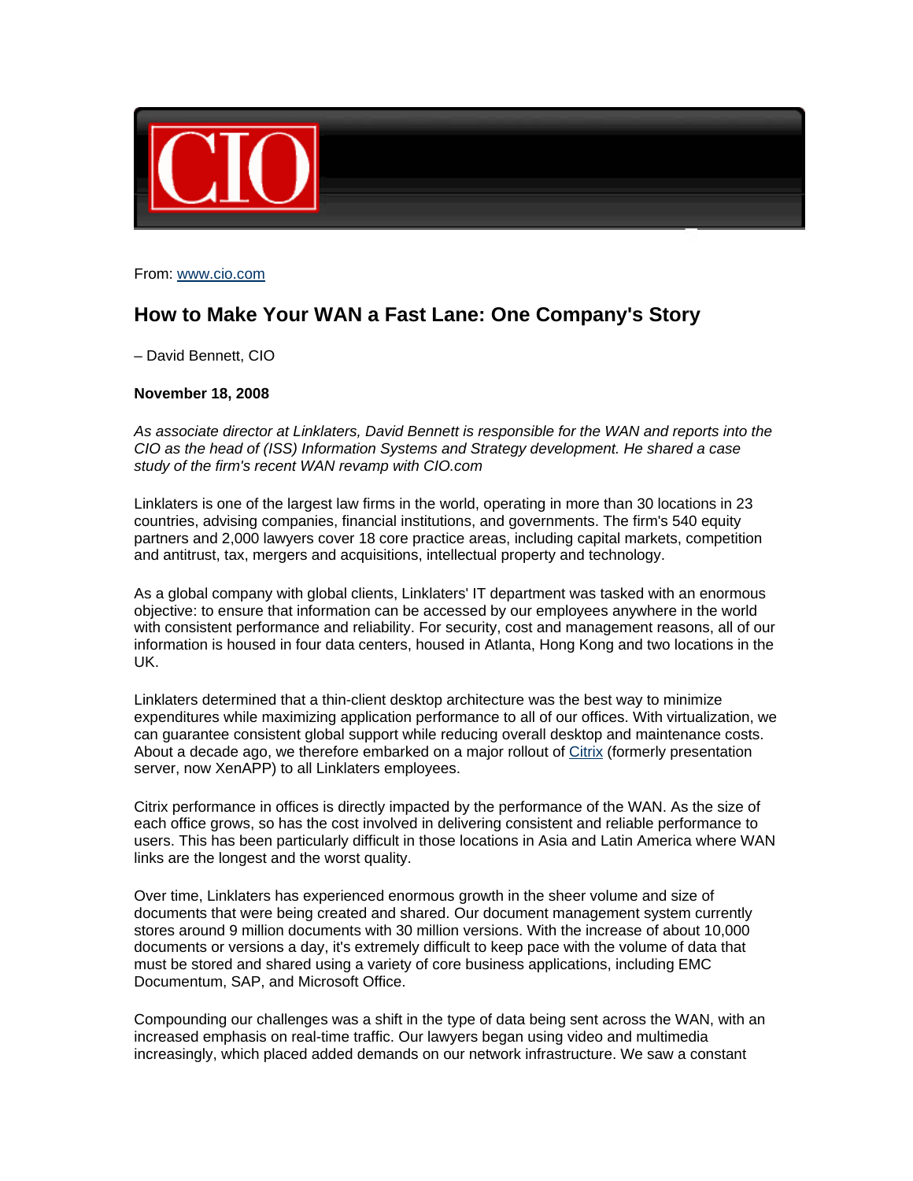From: www.cio.com

# How to Make Your WAN a Fast Lane: One Company's Story

– David Bennett, CIO

**November 18, 2008**

*As associate director at Linklaters, David Bennett is responsible for the WAN and reports into the CIO as the head of (ISS) Information Systems and Strategy development. He shared a case study of the firm's recent WAN revamp with CIO.com*

Linklaters is one of the largest law firms in the world, operating in more than 30 locations in 23 countries, advising companies, financial institutions, and governments. The firm's 540 equity partners and 2,000 lawyers cover 18 core practice areas, including capital markets, competition and antitrust, tax, mergers and acquisitions, intellectual property and technology.

As a global company with global clients, Linklaters' IT department was tasked with an enormous objective: to ensure that information can be accessed by our employees anywhere in the world with consistent performance and reliability. For security, cost and management reasons, all of our information is housed in four data centers, housed in Atlanta, Hong Kong and two locations in the UK.

Linklaters determined that a thin-client desktop architecture was the best way to minimize expenditures while maximizing application performance to all of our offices. With virtualization, we can guarantee consistent global support while reducing overall desktop and maintenance costs. About a decade ago, we therefore embarked on a major rollout of Citrix (formerly presentation server, now XenAPP) to all Linklaters employees.

Citrix performance in offices is directly impacted by the performance of the WAN. As the size of each office grows, so has the cost involved in delivering consistent and reliable performance to users. This has been particularly difficult in those locations in Asia and Latin America where WAN links are the longest and the worst quality.

Over time, Linklaters has experienced enormous growth in the sheer volume and size of documents that were being created and shared. Our document management system currently stores around 9 million documents with 30 million versions. With the increase of about 10,000 documents or versions a day, it's extremely difficult to keep pace with the volume of data that must be stored and shared using a variety of core business applications, including EMC Documentum, SAP, and Microsoft Office.

Compounding our challenges was a shift in the type of data being sent across the WAN, with an increased emphasis on real-time traffic. Our lawyers began using video and multimedia increasingly, which placed added demands on our network infrastructure. We saw a constant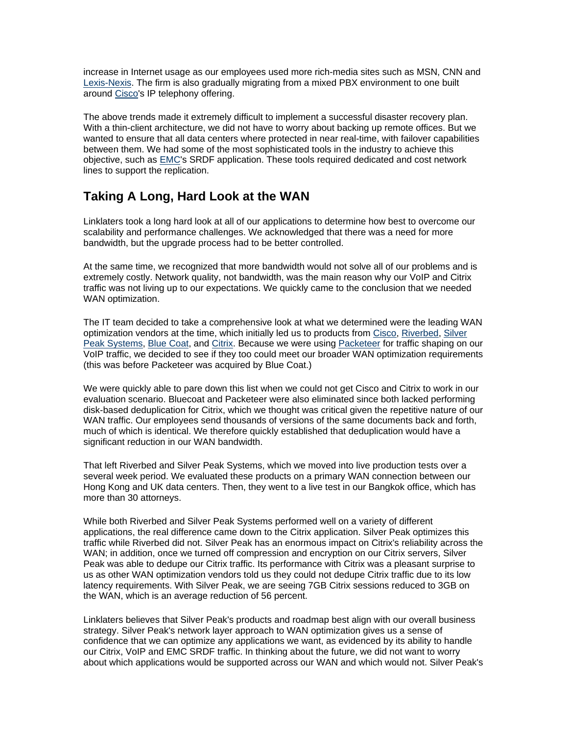increase in Internet usage as our employees used more rich-media sites such as MSN, CNN and Lexis-Nexis. The firm is also gradually migrating from a mixed PBX environment to one built around Cisco's IP telephony offering.

The above trends made it extremely difficult to implement a successful disaster recovery plan. With a thin-client architecture, we did not have to worry about backing up remote offices. But we wanted to ensure that all data centers where protected in near real-time, with failover capabilities between them. We had some of the most sophisticated tools in the industry to achieve this objective, such as EMC's SRDF application. These tools required dedicated and cost network lines to support the replication.

## Taking A Long, Hard Look at the WAN

Linklaters took a long hard look at all of our applications to determine how best to overcome our scalability and performance challenges. We acknowledged that there was a need for more bandwidth, but the upgrade process had to be better controlled.

At the same time, we recognized that more bandwidth would not solve all of our problems and is extremely costly. Network quality, not bandwidth, was the main reason why our VoIP and Citrix traffic was not living up to our expectations. We quickly came to the conclusion that we needed WAN optimization.

The IT team decided to take a comprehensive look at what we determined were the leading WAN optimization vendors at the time, which initially led us to products from Cisco, Riverbed, Silver Peak Systems, Blue Coat, and Citrix. Because we were using Packeteer for traffic shaping on our VoIP traffic, we decided to see if they too could meet our broader WAN optimization requirements (this was before Packeteer was acquired by Blue Coat.)

We were quickly able to pare down this list when we could not get Cisco and Citrix to work in our evaluation scenario. Bluecoat and Packeteer were also eliminated since both lacked performing disk-based deduplication for Citrix, which we thought was critical given the repetitive nature of our WAN traffic. Our employees send thousands of versions of the same documents back and forth, much of which is identical. We therefore quickly established that deduplication would have a significant reduction in our WAN bandwidth.

That left Riverbed and Silver Peak Systems, which we moved into live production tests over a several week period. We evaluated these products on a primary WAN connection between our Hong Kong and UK data centers. Then, they went to a live test in our Bangkok office, which has more than 30 attorneys.

While both Riverbed and Silver Peak Systems performed well on a variety of different applications, the real difference came down to the Citrix application. Silver Peak optimizes this traffic while Riverbed did not. Silver Peak has an enormous impact on Citrix's reliability across the WAN; in addition, once we turned off compression and encryption on our Citrix servers, Silver Peak was able to dedupe our Citrix traffic. Its performance with Citrix was a pleasant surprise to us as other WAN optimization vendors told us they could not dedupe Citrix traffic due to its low latency requirements. With Silver Peak, we are seeing 7GB Citrix sessions reduced to 3GB on the WAN, which is an average reduction of 56 percent.

Linklaters believes that Silver Peak's products and roadmap best align with our overall business strategy. Silver Peak's network layer approach to WAN optimization gives us a sense of confidence that we can optimize any applications we want, as evidenced by its ability to handle our Citrix, VoIP and EMC SRDF traffic. In thinking about the future, we did not want to worry about which applications would be supported across our WAN and which would not. Silver Peak's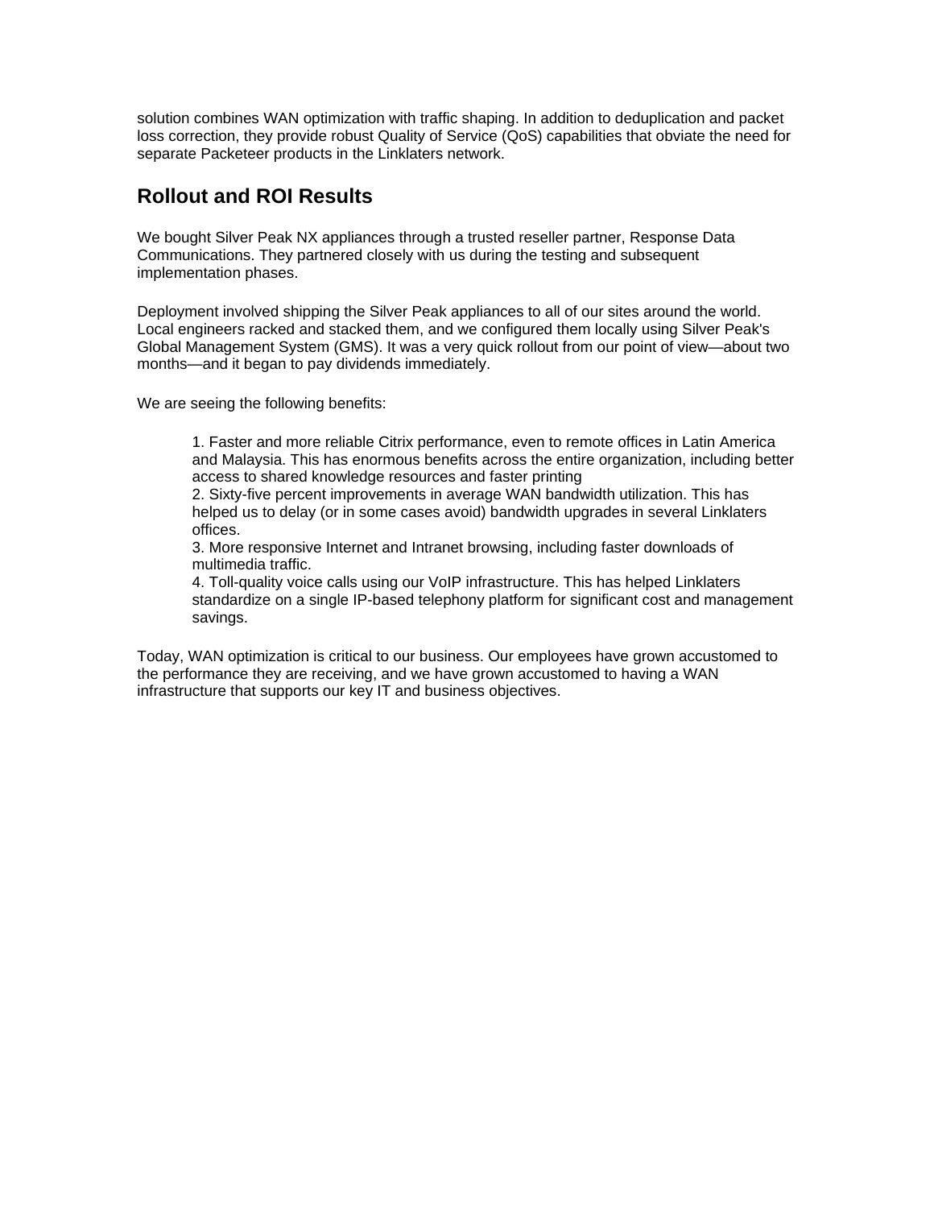solution combines WAN optimization with traffic shaping. In addition to deduplication and packet loss correction, they provide robust Quality of Service (QoS) capabilities that obviate the need for separate Packeteer products in the Linklaters network.

## Rollout and ROI Results

We bought Silver Peak NX appliances through a trusted reseller partner, Response Data Communications. They partnered closely with us during the testing and subsequent implementation phases.

Deployment involved shipping the Silver Peak appliances to all of our sites around the world. Local engineers racked and stacked them, and we configured them locally using Silver Peak's Global Management System (GMS). It was a very quick rollout from our point of view—about two months—and it began to pay dividends immediately.

We are seeing the following benefits:

1. Faster and more reliable Citrix performance, even to remote offices in Latin America and Malaysia. This has enormous benefits across the entire organization, including better access to shared knowledge resources and faster printing
2. Sixty-five percent improvements in average WAN bandwidth utilization. This has helped us to delay (or in some cases avoid) bandwidth upgrades in several Linklaters offices.
3. More responsive Internet and Intranet browsing, including faster downloads of multimedia traffic.
4. Toll-quality voice calls using our VoIP infrastructure. This has helped Linklaters standardize on a single IP-based telephony platform for significant cost and management savings.

Today, WAN optimization is critical to our business. Our employees have grown accustomed to the performance they are receiving, and we have grown accustomed to having a WAN infrastructure that supports our key IT and business objectives.